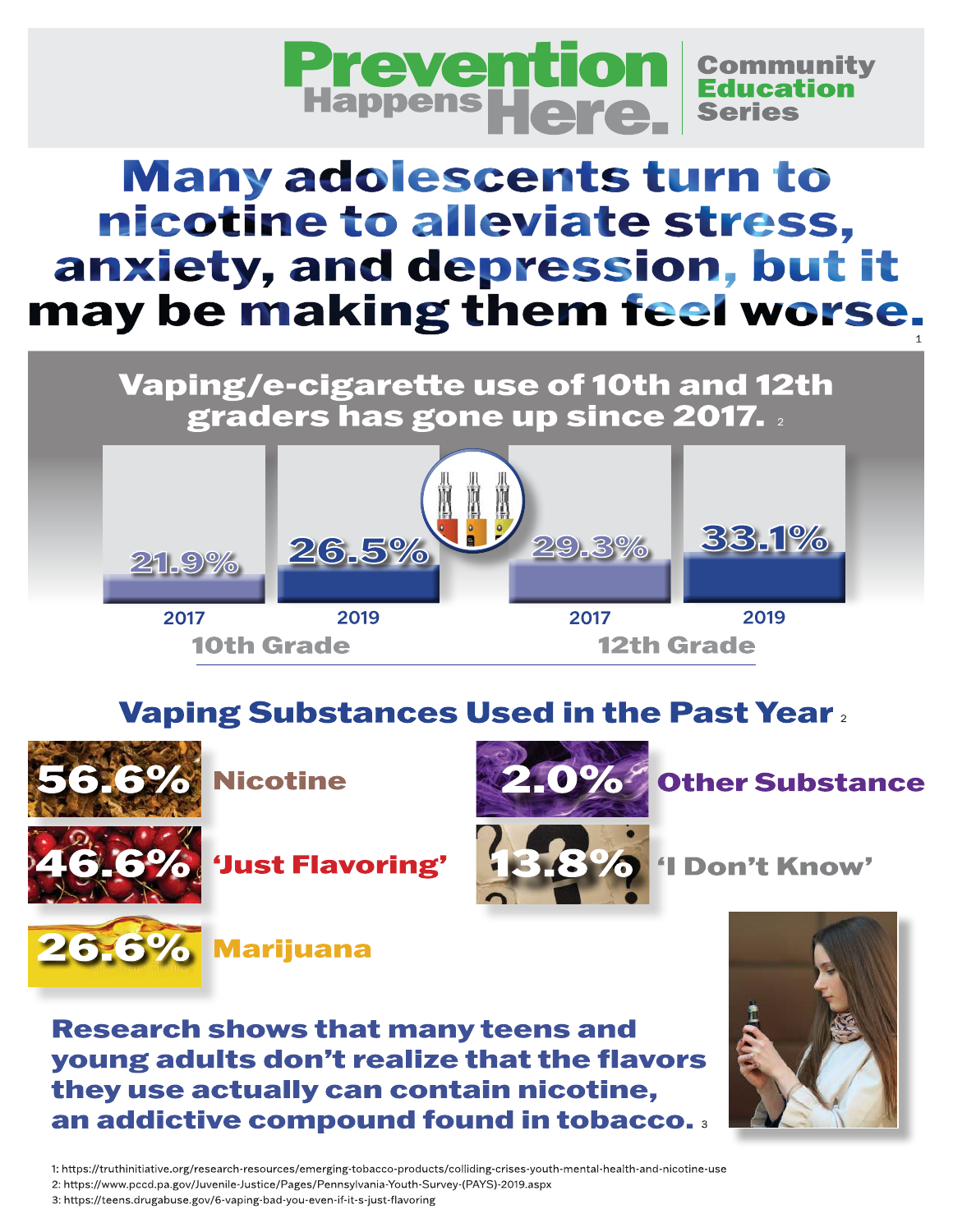# Prevention Happens Here.

**Community Education Series**

# Many adolescents turn to nicotine to alleviate stress, anxiety, and depression, but it may be making them feel worse.[1]

## Vaping/e-cigarette use of 10th and 12th graders has gone up since 2017.[2]

| | 2017 | 2019 |
|---|---|---|
| 10th Grade | 21.9% | 26.5% |
| 12th Grade | 29.3% | 33.1% |

## Vaping Substances Used in the Past Year[2]

- **56.6%** Nicotine
- **46.6%** 'Just Flavoring'
- **26.6%** Marijuana
- **2.0%** Other Substance
- **13.8%** 'I Don't Know'

**Research shows that many teens and young adults don't realize that the flavors they use actually can contain nicotine, an addictive compound found in tobacco.**[3]

1: https://truthinitiative.org/research-resources/emerging-tobacco-products/colliding-crises-youth-mental-health-and-nicotine-use
2: https://www.pccd.pa.gov/Juvenile-Justice/Pages/Pennsylvania-Youth-Survey-(PAYS)-2019.aspx
3: https://teens.drugabuse.gov/6-vaping-bad-you-even-if-it-s-just-flavoring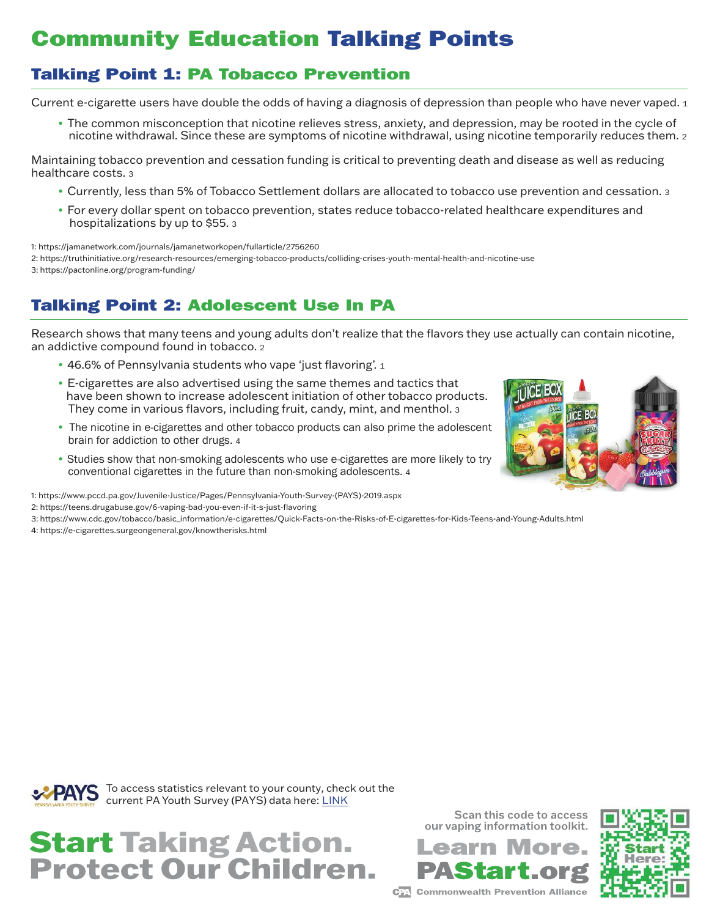# Community Education Talking Points

## Talking Point 1: PA Tobacco Prevention

Current e-cigarette users have double the odds of having a diagnosis of depression than people who have never vaped. [1]

- The common misconception that nicotine relieves stress, anxiety, and depression, may be rooted in the cycle of nicotine withdrawal. Since these are symptoms of nicotine withdrawal, using nicotine temporarily reduces them. [2]

Maintaining tobacco prevention and cessation funding is critical to preventing death and disease as well as reducing healthcare costs. [3]

- Currently, less than 5% of Tobacco Settlement dollars are allocated to tobacco use prevention and cessation. [3]
- For every dollar spent on tobacco prevention, states reduce tobacco-related healthcare expenditures and hospitalizations by up to $55. [3]

1: https://jamanetwork.com/journals/jamanetworkopen/fullarticle/2756260
2: https://truthinitiative.org/research-resources/emerging-tobacco-products/colliding-crises-youth-mental-health-and-nicotine-use
3: https://pactonline.org/program-funding/

## Talking Point 2: Adolescent Use In PA

Research shows that many teens and young adults don't realize that the flavors they use actually can contain nicotine, an addictive compound found in tobacco. [2]

- 46.6% of Pennsylvania students who vape 'just flavoring'. [1]
- E-cigarettes are also advertised using the same themes and tactics that have been shown to increase adolescent initiation of other tobacco products. They come in various flavors, including fruit, candy, mint, and menthol. [3]
- The nicotine in e-cigarettes and other tobacco products can also prime the adolescent brain for addiction to other drugs. [4]
- Studies show that non-smoking adolescents who use e-cigarettes are more likely to try conventional cigarettes in the future than non-smoking adolescents. [4]

1: https://www.pccd.pa.gov/Juvenile-Justice/Pages/Pennsylvania-Youth-Survey-(PAYS)-2019.aspx
2: https://teens.drugabuse.gov/6-vaping-bad-you-even-if-it-s-just-flavoring
3: https://www.cdc.gov/tobacco/basic_information/e-cigarettes/Quick-Facts-on-the-Risks-of-E-cigarettes-for-Kids-Teens-and-Young-Adults.html
4: https://e-cigarettes.surgeongeneral.gov/knowtherisks.html

PAYS Pennsylvania Youth Survey

To access statistics relevant to your county, check out the current PA Youth Survey (PAYS) data here: LINK

**Start Taking Action. Protect Our Children.**

Scan this code to access our vaping information toolkit.

**Learn More. PAStart.org**

Start Here:

Commonwealth Prevention Alliance